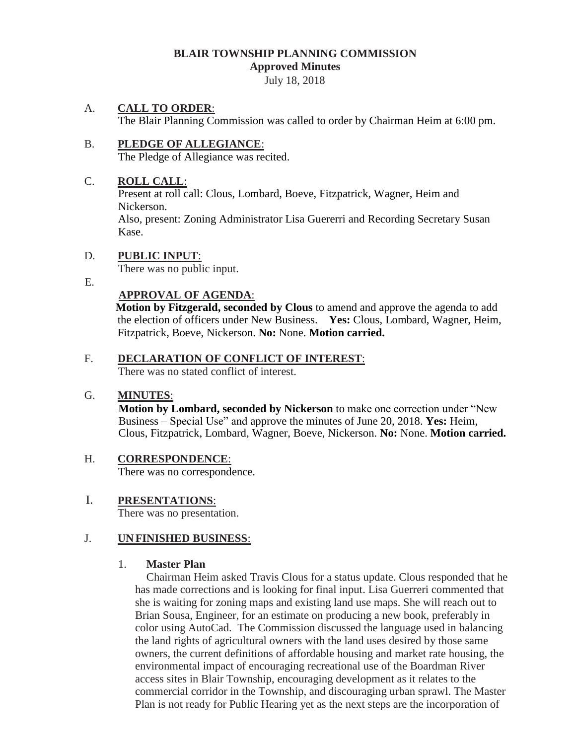# BLAIR TOWNSHIP PLANNING COMMISSION

## Approved Minutes

July 18, 2018

A. **CALL TO ORDER**:

The Blair Planning Commission was called to order by Chairman Heim at 6:00 pm.

B. **PLEDGE OF ALLEGIANCE**:

The Pledge of Allegiance was recited.

C. **ROLL CALL**:

Present at roll call: Clous, Lombard, Boeve, Fitzpatrick, Wagner, Heim and Nickerson.

Also, present: Zoning Administrator Lisa Guererri and Recording Secretary Susan Kase.

D. **PUBLIC INPUT**:

There was no public input.

E. **APPROVAL OF AGENDA**:

**Motion by Fitzgerald, seconded by Clous** to amend and approve the agenda to add the election of officers under New Business. **Yes:** Clous, Lombard, Wagner, Heim, Fitzpatrick, Boeve, Nickerson. **No:** None. **Motion carried.**

F. **DECLARATION OF CONFLICT OF INTEREST**:

There was no stated conflict of interest.

G. **MINUTES**:

**Motion by Lombard, seconded by Nickerson** to make one correction under "New Business – Special Use" and approve the minutes of June 20, 2018. **Yes:** Heim, Clous, Fitzpatrick, Lombard, Wagner, Boeve, Nickerson. **No:** None. **Motion carried.**

H. **CORRESPONDENCE**:

There was no correspondence.

I. **PRESENTATIONS**:

There was no presentation.

J. **UNFINISHED BUSINESS**:

1. **Master Plan**

Chairman Heim asked Travis Clous for a status update. Clous responded that he has made corrections and is looking for final input. Lisa Guerreri commented that she is waiting for zoning maps and existing land use maps. She will reach out to Brian Sousa, Engineer, for an estimate on producing a new book, preferably in color using AutoCad. The Commission discussed the language used in balancing the land rights of agricultural owners with the land uses desired by those same owners, the current definitions of affordable housing and market rate housing, the environmental impact of encouraging recreational use of the Boardman River access sites in Blair Township, encouraging development as it relates to the commercial corridor in the Township, and discouraging urban sprawl. The Master Plan is not ready for Public Hearing yet as the next steps are the incorporation of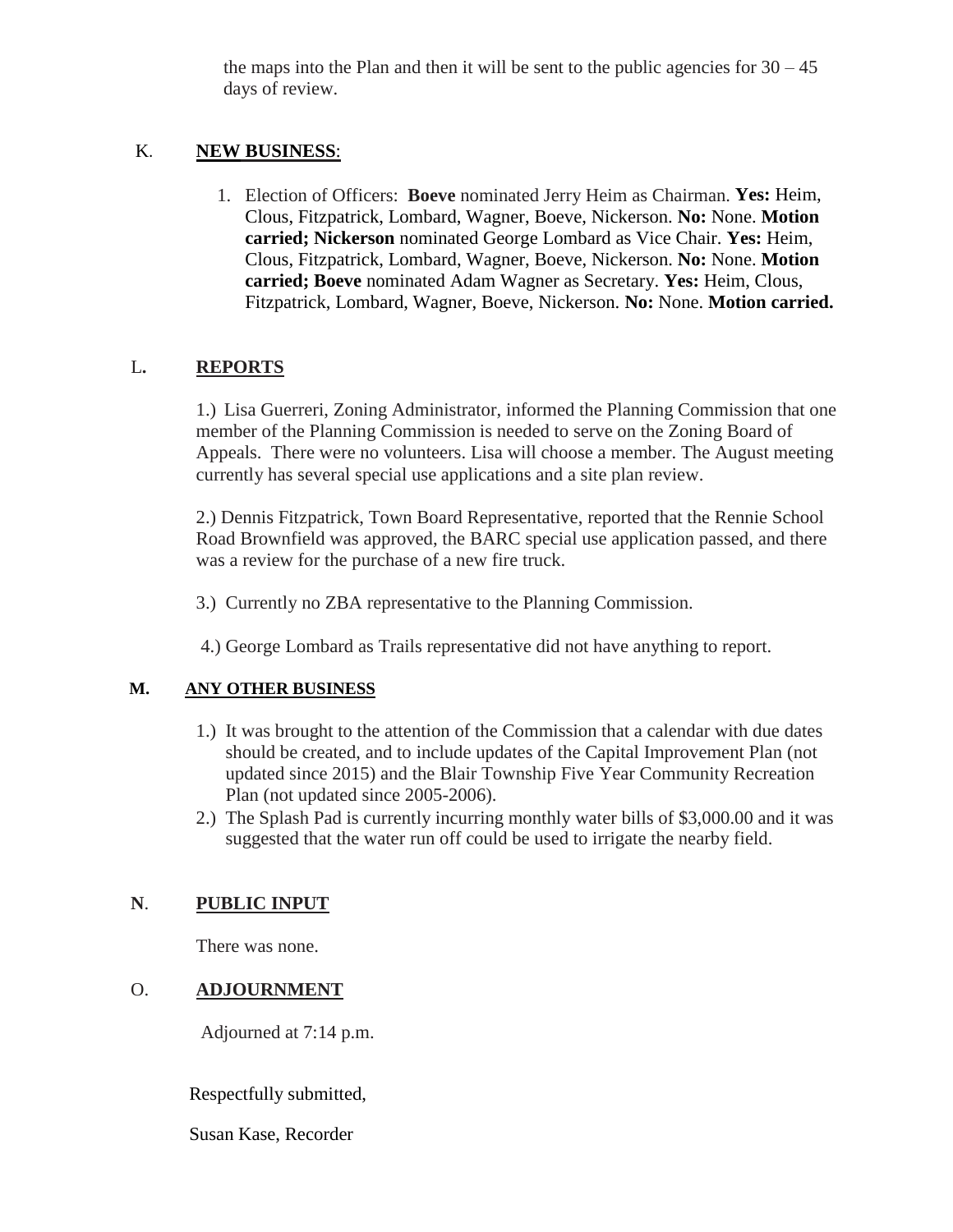the maps into the Plan and then it will be sent to the public agencies for 30 – 45 days of review.

K. **NEW BUSINESS**:

1. Election of Officers: **Boeve** nominated Jerry Heim as Chairman. **Yes:** Heim, Clous, Fitzpatrick, Lombard, Wagner, Boeve, Nickerson. **No:** None. **Motion carried; Nickerson** nominated George Lombard as Vice Chair. **Yes:** Heim, Clous, Fitzpatrick, Lombard, Wagner, Boeve, Nickerson. **No:** None. **Motion carried; Boeve** nominated Adam Wagner as Secretary. **Yes:** Heim, Clous, Fitzpatrick, Lombard, Wagner, Boeve, Nickerson. **No:** None. **Motion carried.**

L. **REPORTS**

1.) Lisa Guerreri, Zoning Administrator, informed the Planning Commission that one member of the Planning Commission is needed to serve on the Zoning Board of Appeals. There were no volunteers. Lisa will choose a member. The August meeting currently has several special use applications and a site plan review.

2.) Dennis Fitzpatrick, Town Board Representative, reported that the Rennie School Road Brownfield was approved, the BARC special use application passed, and there was a review for the purchase of a new fire truck.

3.) Currently no ZBA representative to the Planning Commission.

4.) George Lombard as Trails representative did not have anything to report.

**M. ANY OTHER BUSINESS**

1.) It was brought to the attention of the Commission that a calendar with due dates should be created, and to include updates of the Capital Improvement Plan (not updated since 2015) and the Blair Township Five Year Community Recreation Plan (not updated since 2005-2006).

2.) The Splash Pad is currently incurring monthly water bills of $3,000.00 and it was suggested that the water run off could be used to irrigate the nearby field.

N. **PUBLIC INPUT**

There was none.

O. **ADJOURNMENT**

Adjourned at 7:14 p.m.

Respectfully submitted,

Susan Kase, Recorder